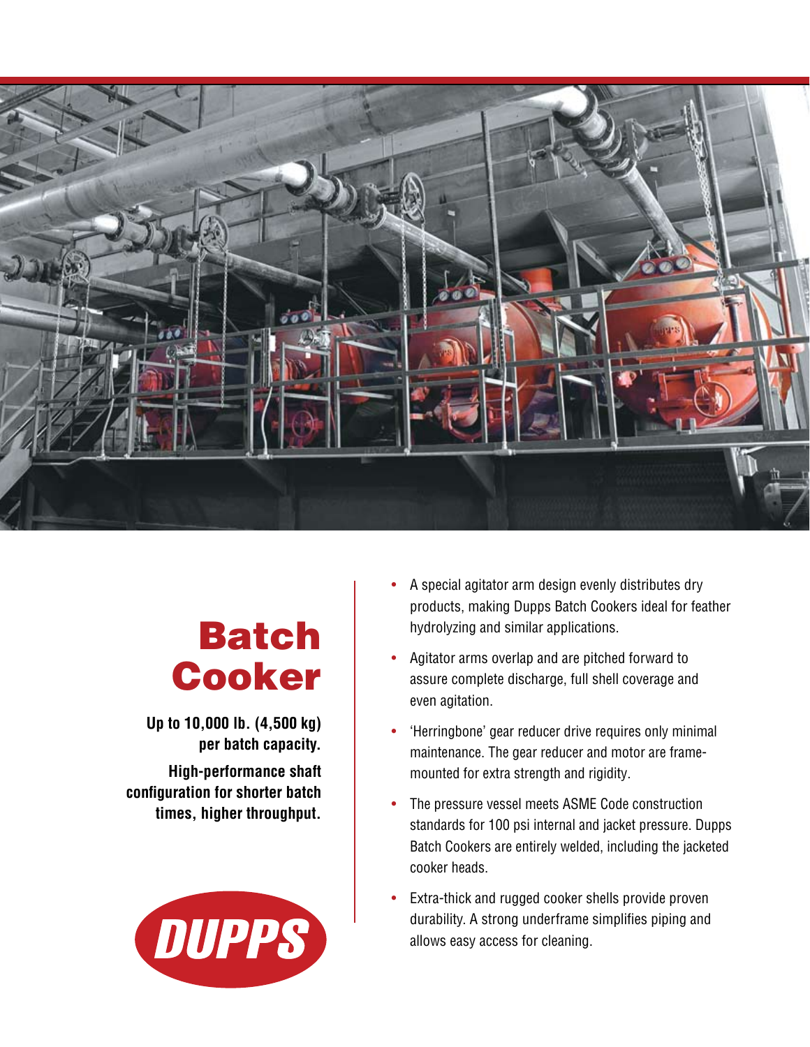# Batch Cooker

**Up to 10,000 lb. (4,500 kg) per batch capacity.**

**High-performance shaft configuration for shorter batch times, higher throughput.**

DUPPS

- A special agitator arm design evenly distributes dry products, making Dupps Batch Cookers ideal for feather hydrolyzing and similar applications.
- Agitator arms overlap and are pitched forward to assure complete discharge, full shell coverage and even agitation.
- 'Herringbone' gear reducer drive requires only minimal maintenance. The gear reducer and motor are frame-mounted for extra strength and rigidity.
- The pressure vessel meets ASME Code construction standards for 100 psi internal and jacket pressure. Dupps Batch Cookers are entirely welded, including the jacketed cooker heads.
- Extra-thick and rugged cooker shells provide proven durability. A strong underframe simplifies piping and allows easy access for cleaning.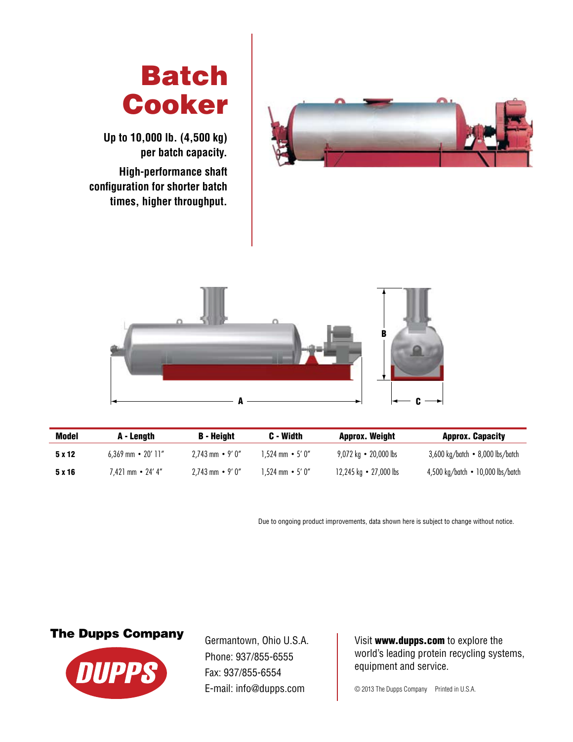# Batch Cooker

**Up to 10,000 lb. (4,500 kg) per batch capacity.**

**High-performance shaft configuration for shorter batch times, higher throughput.**

B

A

C

| Model | A - Length | B - Height | C - Width | Approx. Weight | Approx. Capacity |
|---|---|---|---|---|---|
| **5 x 12** | 6,369 mm • 20′ 11″ | 2,743 mm • 9′ 0″ | 1,524 mm • 5′ 0″ | 9,072 kg • 20,000 lbs | 3,600 kg/batch • 8,000 lbs/batch |
| **5 x 16** | 7,421 mm • 24′ 4″ | 2,743 mm • 9′ 0″ | 1,524 mm • 5′ 0″ | 12,245 kg • 27,000 lbs | 4,500 kg/batch • 10,000 lbs/batch |

Due to ongoing product improvements, data shown here is subject to change without notice.

**The Dupps Company**

DUPPS

Germantown, Ohio U.S.A.
Phone: 937/855-6555
Fax: 937/855-6554
E-mail: info@dupps.com

Visit **www.dupps.com** to explore the world's leading protein recycling systems, equipment and service.

© 2013 The Dupps Company Printed in U.S.A.